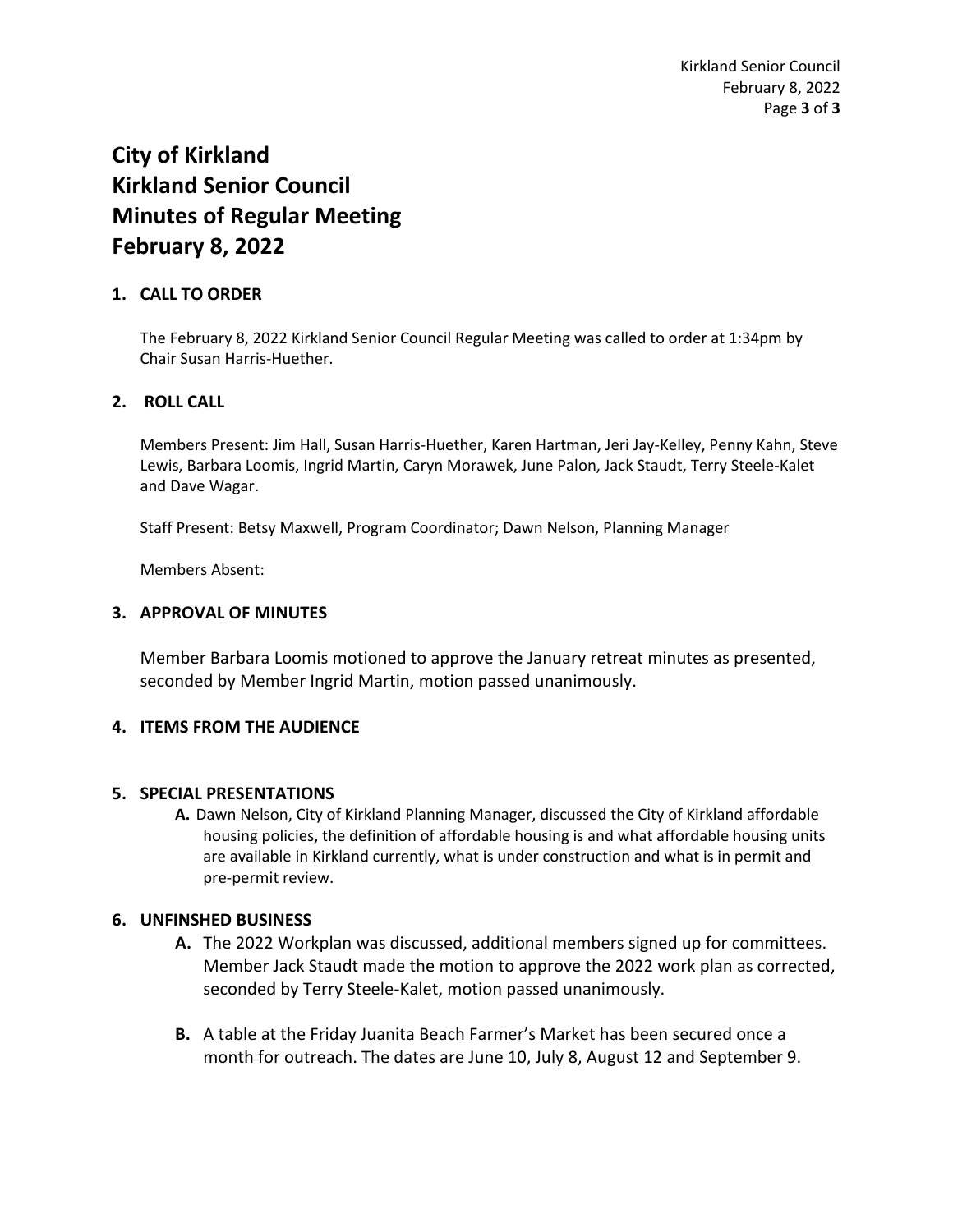# City of Kirkland
# Kirkland Senior Council
# Minutes of Regular Meeting
# February 8, 2022

## 1. CALL TO ORDER

The February 8, 2022 Kirkland Senior Council Regular Meeting was called to order at 1:34pm by Chair Susan Harris-Huether.

## 2. ROLL CALL

Members Present: Jim Hall, Susan Harris-Huether, Karen Hartman, Jeri Jay-Kelley, Penny Kahn, Steve Lewis, Barbara Loomis, Ingrid Martin, Caryn Morawek, June Palon, Jack Staudt, Terry Steele-Kalet and Dave Wagar.

Staff Present: Betsy Maxwell, Program Coordinator; Dawn Nelson, Planning Manager

Members Absent:

## 3. APPROVAL OF MINUTES

Member Barbara Loomis motioned to approve the January retreat minutes as presented, seconded by Member Ingrid Martin, motion passed unanimously.

## 4. ITEMS FROM THE AUDIENCE

## 5. SPECIAL PRESENTATIONS

**A.** Dawn Nelson, City of Kirkland Planning Manager, discussed the City of Kirkland affordable housing policies, the definition of affordable housing is and what affordable housing units are available in Kirkland currently, what is under construction and what is in permit and pre-permit review.

## 6. UNFINSHED BUSINESS

**A.** The 2022 Workplan was discussed, additional members signed up for committees. Member Jack Staudt made the motion to approve the 2022 work plan as corrected, seconded by Terry Steele-Kalet, motion passed unanimously.

**B.** A table at the Friday Juanita Beach Farmer's Market has been secured once a month for outreach. The dates are June 10, July 8, August 12 and September 9.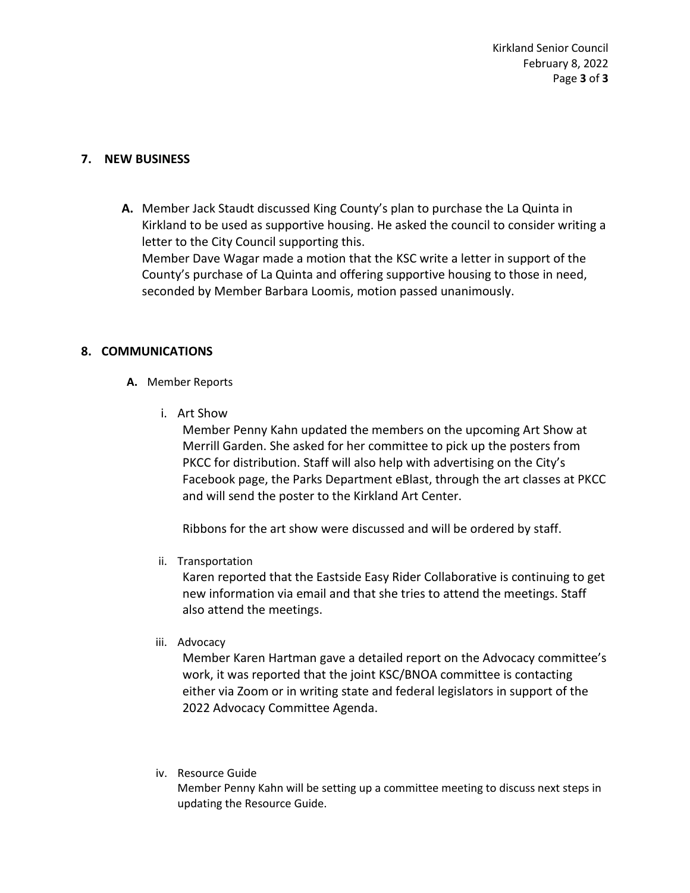## 7. NEW BUSINESS

**A.** Member Jack Staudt discussed King County's plan to purchase the La Quinta in Kirkland to be used as supportive housing. He asked the council to consider writing a letter to the City Council supporting this.
Member Dave Wagar made a motion that the KSC write a letter in support of the County's purchase of La Quinta and offering supportive housing to those in need, seconded by Member Barbara Loomis, motion passed unanimously.

## 8. COMMUNICATIONS

**A.** Member Reports

i. Art Show
Member Penny Kahn updated the members on the upcoming Art Show at Merrill Garden. She asked for her committee to pick up the posters from PKCC for distribution. Staff will also help with advertising on the City's Facebook page, the Parks Department eBlast, through the art classes at PKCC and will send the poster to the Kirkland Art Center.

Ribbons for the art show were discussed and will be ordered by staff.

ii. Transportation
Karen reported that the Eastside Easy Rider Collaborative is continuing to get new information via email and that she tries to attend the meetings. Staff also attend the meetings.

iii. Advocacy
Member Karen Hartman gave a detailed report on the Advocacy committee's work, it was reported that the joint KSC/BNOA committee is contacting either via Zoom or in writing state and federal legislators in support of the 2022 Advocacy Committee Agenda.

iv. Resource Guide
Member Penny Kahn will be setting up a committee meeting to discuss next steps in updating the Resource Guide.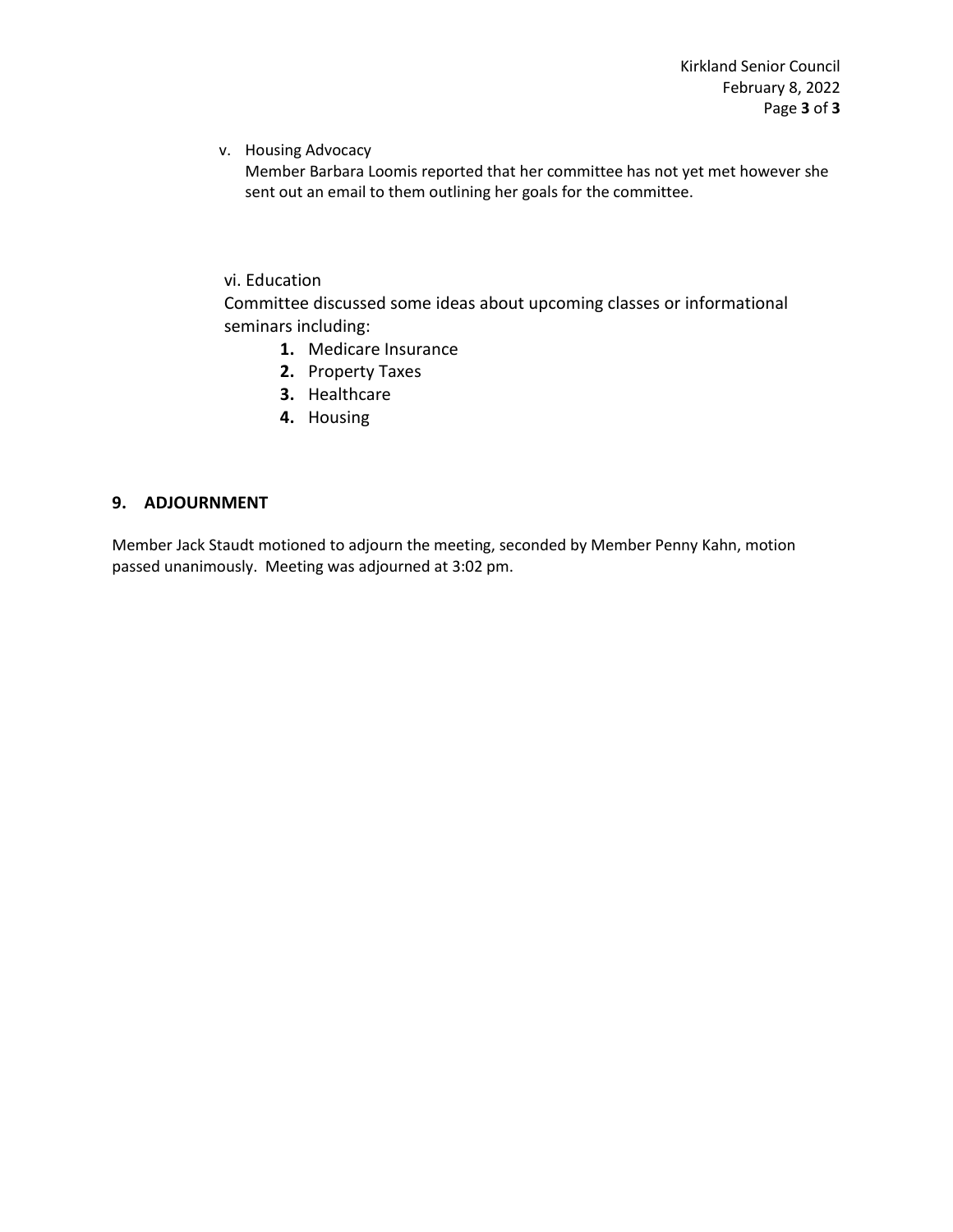v. Housing Advocacy

Member Barbara Loomis reported that her committee has not yet met however she sent out an email to them outlining her goals for the committee.

vi. Education

Committee discussed some ideas about upcoming classes or informational seminars including:

1. Medicare Insurance
2. Property Taxes
3. Healthcare
4. Housing

## 9. ADJOURNMENT

Member Jack Staudt motioned to adjourn the meeting, seconded by Member Penny Kahn, motion passed unanimously. Meeting was adjourned at 3:02 pm.